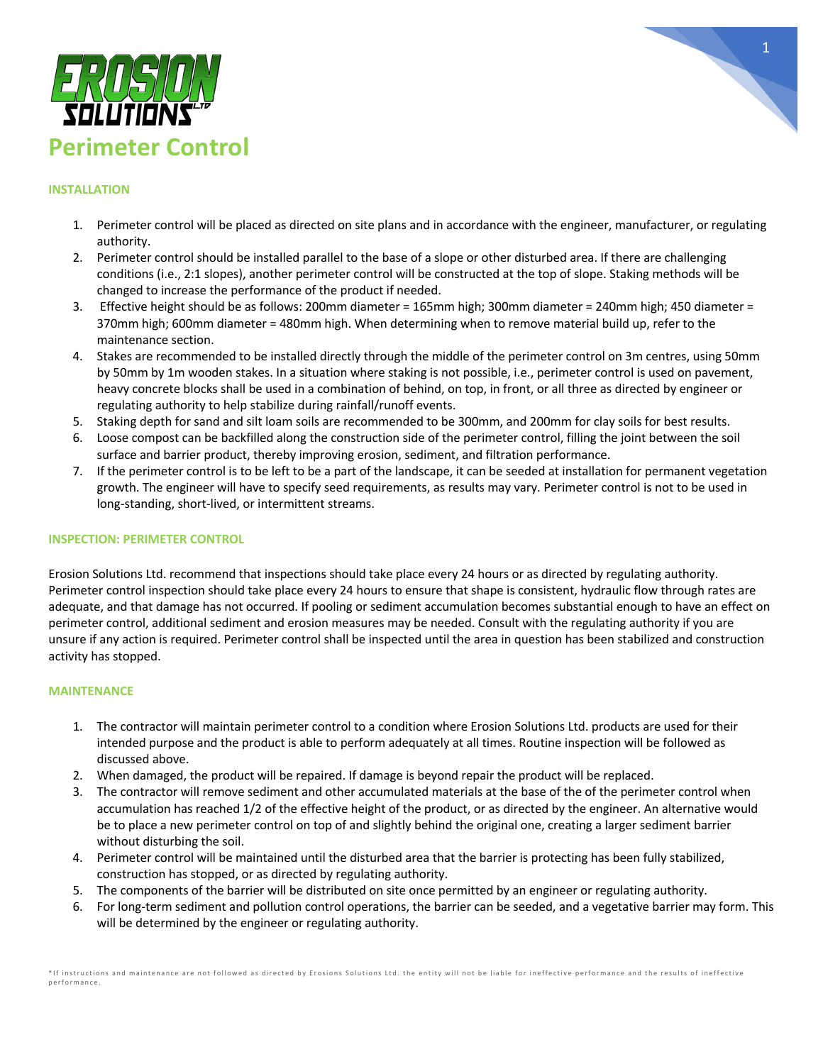# Perimeter Control

### INSTALLATION

1. Perimeter control will be placed as directed on site plans and in accordance with the engineer, manufacturer, or regulating authority.
2. Perimeter control should be installed parallel to the base of a slope or other disturbed area. If there are challenging conditions (i.e., 2:1 slopes), another perimeter control will be constructed at the top of slope. Staking methods will be changed to increase the performance of the product if needed.
3. Effective height should be as follows: 200mm diameter = 165mm high; 300mm diameter = 240mm high; 450 diameter = 370mm high; 600mm diameter = 480mm high. When determining when to remove material build up, refer to the maintenance section.
4. Stakes are recommended to be installed directly through the middle of the perimeter control on 3m centres, using 50mm by 50mm by 1m wooden stakes. In a situation where staking is not possible, i.e., perimeter control is used on pavement, heavy concrete blocks shall be used in a combination of behind, on top, in front, or all three as directed by engineer or regulating authority to help stabilize during rainfall/runoff events.
5. Staking depth for sand and silt loam soils are recommended to be 300mm, and 200mm for clay soils for best results.
6. Loose compost can be backfilled along the construction side of the perimeter control, filling the joint between the soil surface and barrier product, thereby improving erosion, sediment, and filtration performance.
7. If the perimeter control is to be left to be a part of the landscape, it can be seeded at installation for permanent vegetation growth. The engineer will have to specify seed requirements, as results may vary. Perimeter control is not to be used in long-standing, short-lived, or intermittent streams.

### INSPECTION: PERIMETER CONTROL

Erosion Solutions Ltd. recommend that inspections should take place every 24 hours or as directed by regulating authority. Perimeter control inspection should take place every 24 hours to ensure that shape is consistent, hydraulic flow through rates are adequate, and that damage has not occurred. If pooling or sediment accumulation becomes substantial enough to have an effect on perimeter control, additional sediment and erosion measures may be needed. Consult with the regulating authority if you are unsure if any action is required. Perimeter control shall be inspected until the area in question has been stabilized and construction activity has stopped.

### MAINTENANCE

1. The contractor will maintain perimeter control to a condition where Erosion Solutions Ltd. products are used for their intended purpose and the product is able to perform adequately at all times. Routine inspection will be followed as discussed above.
2. When damaged, the product will be repaired. If damage is beyond repair the product will be replaced.
3. The contractor will remove sediment and other accumulated materials at the base of the of the perimeter control when accumulation has reached 1/2 of the effective height of the product, or as directed by the engineer. An alternative would be to place a new perimeter control on top of and slightly behind the original one, creating a larger sediment barrier without disturbing the soil.
4. Perimeter control will be maintained until the disturbed area that the barrier is protecting has been fully stabilized, construction has stopped, or as directed by regulating authority.
5. The components of the barrier will be distributed on site once permitted by an engineer or regulating authority.
6. For long-term sediment and pollution control operations, the barrier can be seeded, and a vegetative barrier may form. This will be determined by the engineer or regulating authority.

*If instructions and maintenance are not followed as directed by Erosions Solutions Ltd. the entity will not be liable for ineffective performance and the results of ineffective performance.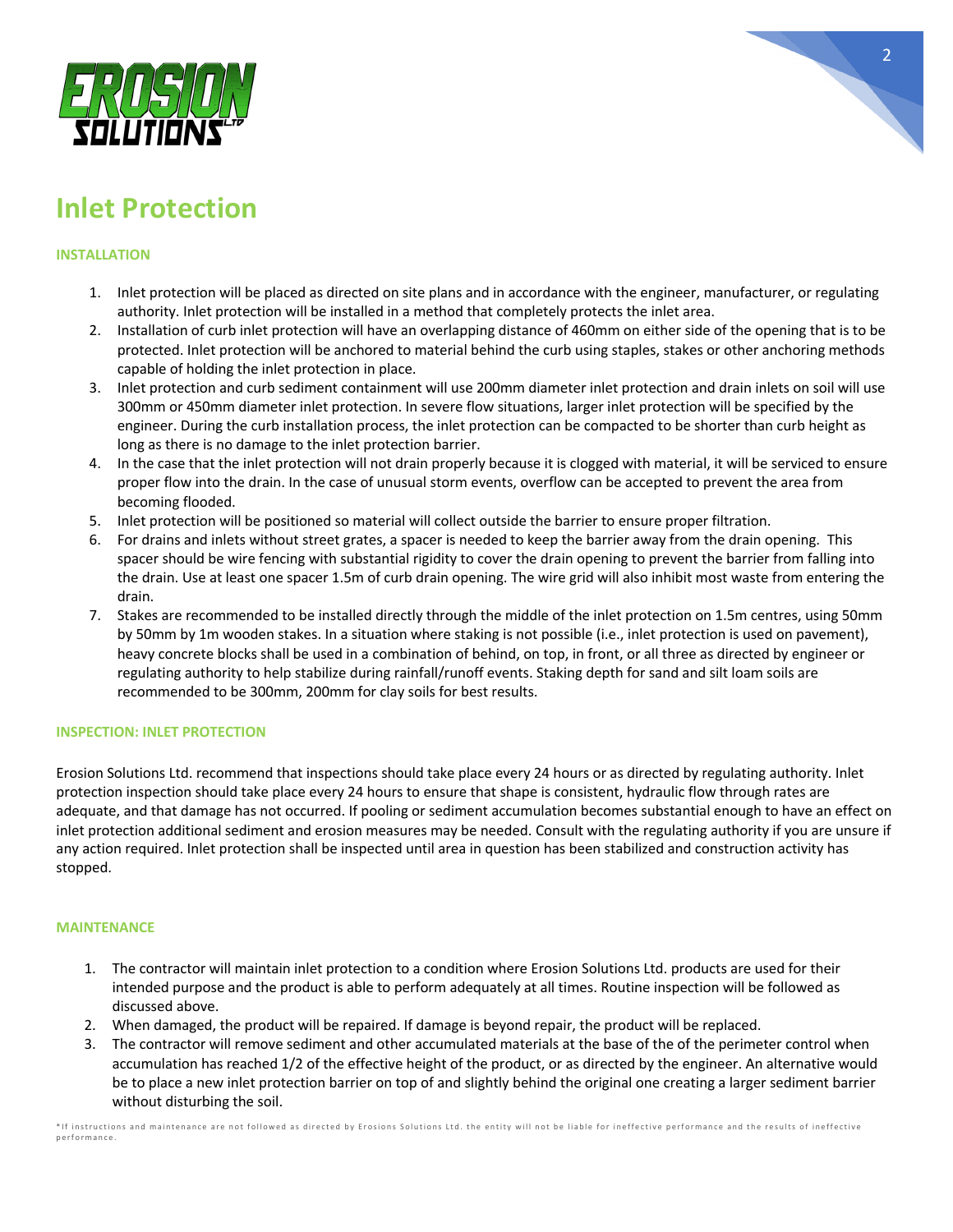# Inlet Protection

## INSTALLATION

1. Inlet protection will be placed as directed on site plans and in accordance with the engineer, manufacturer, or regulating authority. Inlet protection will be installed in a method that completely protects the inlet area.
2. Installation of curb inlet protection will have an overlapping distance of 460mm on either side of the opening that is to be protected. Inlet protection will be anchored to material behind the curb using staples, stakes or other anchoring methods capable of holding the inlet protection in place.
3. Inlet protection and curb sediment containment will use 200mm diameter inlet protection and drain inlets on soil will use 300mm or 450mm diameter inlet protection. In severe flow situations, larger inlet protection will be specified by the engineer. During the curb installation process, the inlet protection can be compacted to be shorter than curb height as long as there is no damage to the inlet protection barrier.
4. In the case that the inlet protection will not drain properly because it is clogged with material, it will be serviced to ensure proper flow into the drain. In the case of unusual storm events, overflow can be accepted to prevent the area from becoming flooded.
5. Inlet protection will be positioned so material will collect outside the barrier to ensure proper filtration.
6. For drains and inlets without street grates, a spacer is needed to keep the barrier away from the drain opening. This spacer should be wire fencing with substantial rigidity to cover the drain opening to prevent the barrier from falling into the drain. Use at least one spacer 1.5m of curb drain opening. The wire grid will also inhibit most waste from entering the drain.
7. Stakes are recommended to be installed directly through the middle of the inlet protection on 1.5m centres, using 50mm by 50mm by 1m wooden stakes. In a situation where staking is not possible (i.e., inlet protection is used on pavement), heavy concrete blocks shall be used in a combination of behind, on top, in front, or all three as directed by engineer or regulating authority to help stabilize during rainfall/runoff events. Staking depth for sand and silt loam soils are recommended to be 300mm, 200mm for clay soils for best results.

## INSPECTION: INLET PROTECTION

Erosion Solutions Ltd. recommend that inspections should take place every 24 hours or as directed by regulating authority. Inlet protection inspection should take place every 24 hours to ensure that shape is consistent, hydraulic flow through rates are adequate, and that damage has not occurred. If pooling or sediment accumulation becomes substantial enough to have an effect on inlet protection additional sediment and erosion measures may be needed. Consult with the regulating authority if you are unsure if any action required. Inlet protection shall be inspected until area in question has been stabilized and construction activity has stopped.

## MAINTENANCE

1. The contractor will maintain inlet protection to a condition where Erosion Solutions Ltd. products are used for their intended purpose and the product is able to perform adequately at all times. Routine inspection will be followed as discussed above.
2. When damaged, the product will be repaired. If damage is beyond repair, the product will be replaced.
3. The contractor will remove sediment and other accumulated materials at the base of the of the perimeter control when accumulation has reached 1/2 of the effective height of the product, or as directed by the engineer. An alternative would be to place a new inlet protection barrier on top of and slightly behind the original one creating a larger sediment barrier without disturbing the soil.

*If instructions and maintenance are not followed as directed by Erosions Solutions Ltd. the entity will not be liable for ineffective performance and the results of ineffective performance.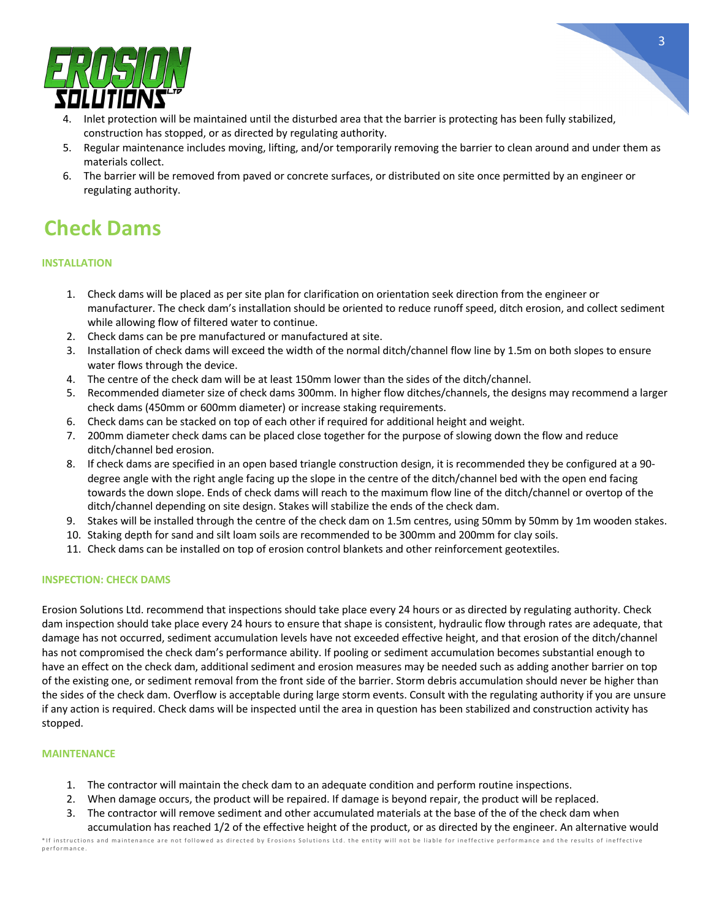4. Inlet protection will be maintained until the disturbed area that the barrier is protecting has been fully stabilized, construction has stopped, or as directed by regulating authority.
5. Regular maintenance includes moving, lifting, and/or temporarily removing the barrier to clean around and under them as materials collect.
6. The barrier will be removed from paved or concrete surfaces, or distributed on site once permitted by an engineer or regulating authority.

# Check Dams

### INSTALLATION

1. Check dams will be placed as per site plan for clarification on orientation seek direction from the engineer or manufacturer. The check dam's installation should be oriented to reduce runoff speed, ditch erosion, and collect sediment while allowing flow of filtered water to continue.
2. Check dams can be pre manufactured or manufactured at site.
3. Installation of check dams will exceed the width of the normal ditch/channel flow line by 1.5m on both slopes to ensure water flows through the device.
4. The centre of the check dam will be at least 150mm lower than the sides of the ditch/channel.
5. Recommended diameter size of check dams 300mm. In higher flow ditches/channels, the designs may recommend a larger check dams (450mm or 600mm diameter) or increase staking requirements.
6. Check dams can be stacked on top of each other if required for additional height and weight.
7. 200mm diameter check dams can be placed close together for the purpose of slowing down the flow and reduce ditch/channel bed erosion.
8. If check dams are specified in an open based triangle construction design, it is recommended they be configured at a 90-degree angle with the right angle facing up the slope in the centre of the ditch/channel bed with the open end facing towards the down slope. Ends of check dams will reach to the maximum flow line of the ditch/channel or overtop of the ditch/channel depending on site design. Stakes will stabilize the ends of the check dam.
9. Stakes will be installed through the centre of the check dam on 1.5m centres, using 50mm by 50mm by 1m wooden stakes.
10. Staking depth for sand and silt loam soils are recommended to be 300mm and 200mm for clay soils.
11. Check dams can be installed on top of erosion control blankets and other reinforcement geotextiles.

### INSPECTION: CHECK DAMS

Erosion Solutions Ltd. recommend that inspections should take place every 24 hours or as directed by regulating authority. Check dam inspection should take place every 24 hours to ensure that shape is consistent, hydraulic flow through rates are adequate, that damage has not occurred, sediment accumulation levels have not exceeded effective height, and that erosion of the ditch/channel has not compromised the check dam's performance ability. If pooling or sediment accumulation becomes substantial enough to have an effect on the check dam, additional sediment and erosion measures may be needed such as adding another barrier on top of the existing one, or sediment removal from the front side of the barrier. Storm debris accumulation should never be higher than the sides of the check dam. Overflow is acceptable during large storm events. Consult with the regulating authority if you are unsure if any action is required. Check dams will be inspected until the area in question has been stabilized and construction activity has stopped.

### MAINTENANCE

1. The contractor will maintain the check dam to an adequate condition and perform routine inspections.
2. When damage occurs, the product will be repaired. If damage is beyond repair, the product will be replaced.
3. The contractor will remove sediment and other accumulated materials at the base of the of the check dam when accumulation has reached 1/2 of the effective height of the product, or as directed by the engineer. An alternative would

*If instructions and maintenance are not followed as directed by Erosions Solutions Ltd. the entity will not be liable for ineffective performance and the results of ineffective performance.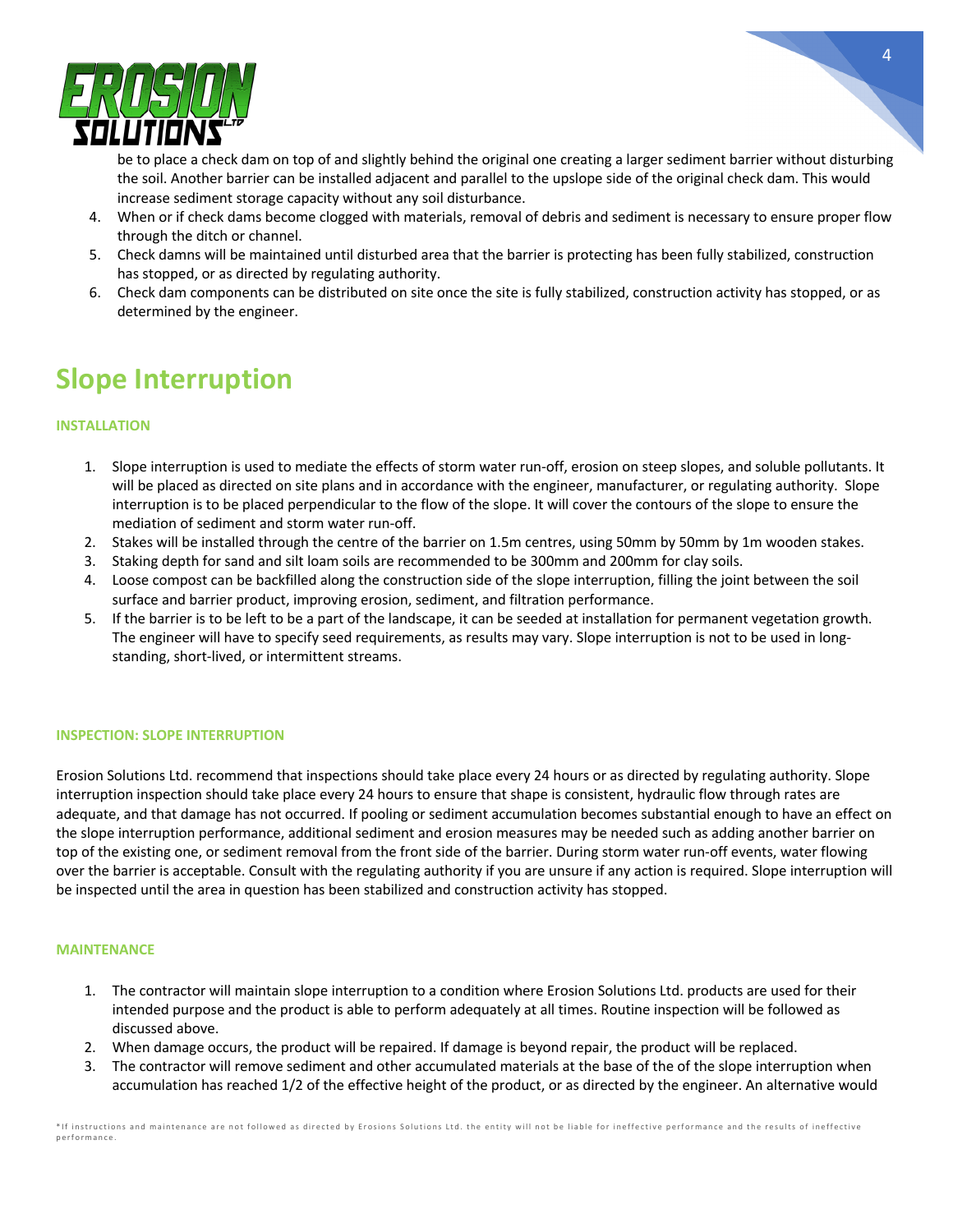be to place a check dam on top of and slightly behind the original one creating a larger sediment barrier without disturbing the soil. Another barrier can be installed adjacent and parallel to the upslope side of the original check dam. This would increase sediment storage capacity without any soil disturbance.

4. When or if check dams become clogged with materials, removal of debris and sediment is necessary to ensure proper flow through the ditch or channel.
5. Check damns will be maintained until disturbed area that the barrier is protecting has been fully stabilized, construction has stopped, or as directed by regulating authority.
6. Check dam components can be distributed on site once the site is fully stabilized, construction activity has stopped, or as determined by the engineer.

# Slope Interruption

### INSTALLATION

1. Slope interruption is used to mediate the effects of storm water run-off, erosion on steep slopes, and soluble pollutants. It will be placed as directed on site plans and in accordance with the engineer, manufacturer, or regulating authority. Slope interruption is to be placed perpendicular to the flow of the slope. It will cover the contours of the slope to ensure the mediation of sediment and storm water run-off.
2. Stakes will be installed through the centre of the barrier on 1.5m centres, using 50mm by 50mm by 1m wooden stakes.
3. Staking depth for sand and silt loam soils are recommended to be 300mm and 200mm for clay soils.
4. Loose compost can be backfilled along the construction side of the slope interruption, filling the joint between the soil surface and barrier product, improving erosion, sediment, and filtration performance.
5. If the barrier is to be left to be a part of the landscape, it can be seeded at installation for permanent vegetation growth. The engineer will have to specify seed requirements, as results may vary. Slope interruption is not to be used in long-standing, short-lived, or intermittent streams.

### INSPECTION: SLOPE INTERRUPTION

Erosion Solutions Ltd. recommend that inspections should take place every 24 hours or as directed by regulating authority. Slope interruption inspection should take place every 24 hours to ensure that shape is consistent, hydraulic flow through rates are adequate, and that damage has not occurred. If pooling or sediment accumulation becomes substantial enough to have an effect on the slope interruption performance, additional sediment and erosion measures may be needed such as adding another barrier on top of the existing one, or sediment removal from the front side of the barrier. During storm water run-off events, water flowing over the barrier is acceptable. Consult with the regulating authority if you are unsure if any action is required. Slope interruption will be inspected until the area in question has been stabilized and construction activity has stopped.

### MAINTENANCE

1. The contractor will maintain slope interruption to a condition where Erosion Solutions Ltd. products are used for their intended purpose and the product is able to perform adequately at all times. Routine inspection will be followed as discussed above.
2. When damage occurs, the product will be repaired. If damage is beyond repair, the product will be replaced.
3. The contractor will remove sediment and other accumulated materials at the base of the of the slope interruption when accumulation has reached 1/2 of the effective height of the product, or as directed by the engineer. An alternative would

*If instructions and maintenance are not followed as directed by Erosions Solutions Ltd. the entity will not be liable for ineffective performance and the results of ineffective performance.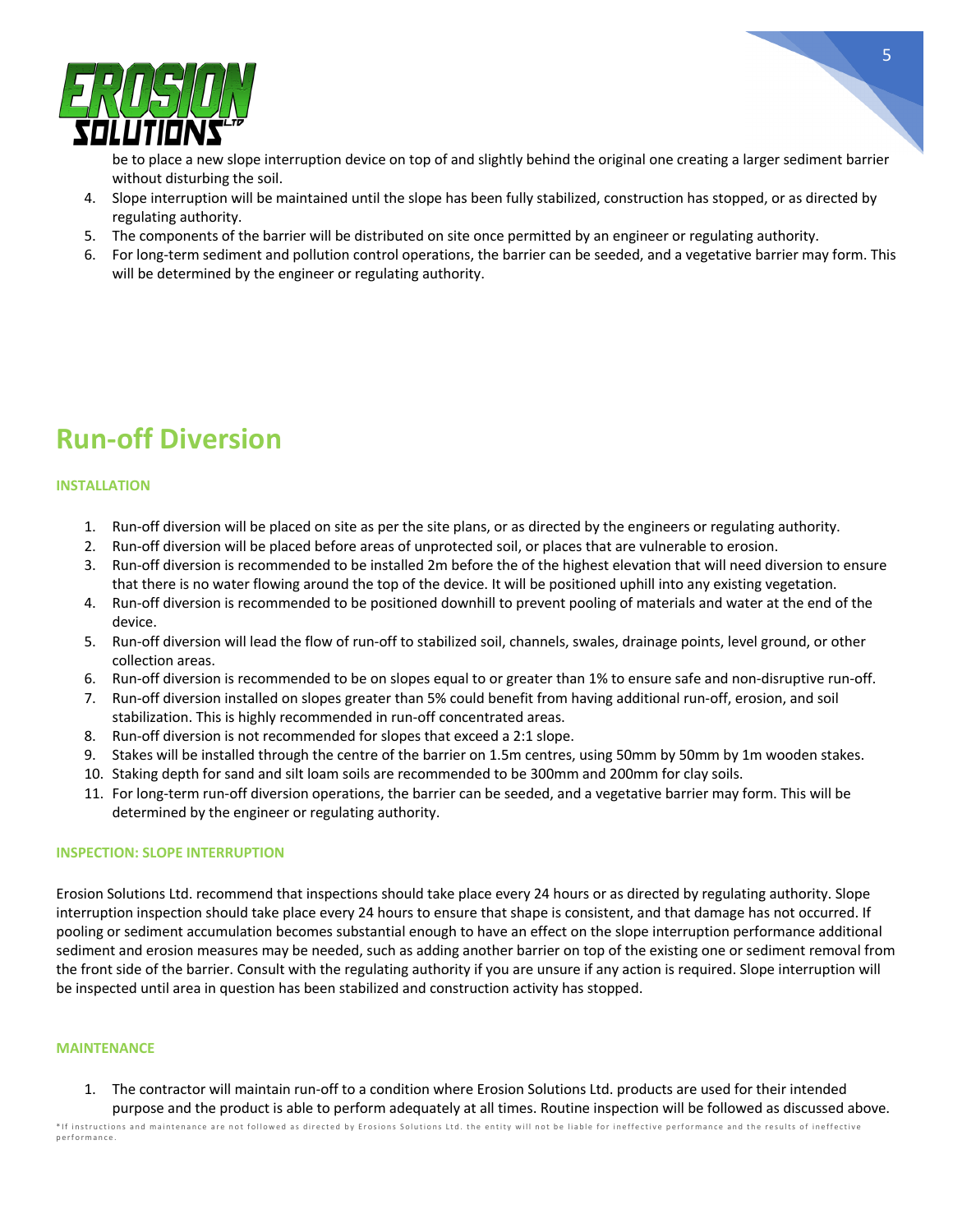be to place a new slope interruption device on top of and slightly behind the original one creating a larger sediment barrier without disturbing the soil.

4. Slope interruption will be maintained until the slope has been fully stabilized, construction has stopped, or as directed by regulating authority.
5. The components of the barrier will be distributed on site once permitted by an engineer or regulating authority.
6. For long-term sediment and pollution control operations, the barrier can be seeded, and a vegetative barrier may form. This will be determined by the engineer or regulating authority.

# Run-off Diversion

### INSTALLATION

1. Run-off diversion will be placed on site as per the site plans, or as directed by the engineers or regulating authority.
2. Run-off diversion will be placed before areas of unprotected soil, or places that are vulnerable to erosion.
3. Run-off diversion is recommended to be installed 2m before the of the highest elevation that will need diversion to ensure that there is no water flowing around the top of the device. It will be positioned uphill into any existing vegetation.
4. Run-off diversion is recommended to be positioned downhill to prevent pooling of materials and water at the end of the device.
5. Run-off diversion will lead the flow of run-off to stabilized soil, channels, swales, drainage points, level ground, or other collection areas.
6. Run-off diversion is recommended to be on slopes equal to or greater than 1% to ensure safe and non-disruptive run-off.
7. Run-off diversion installed on slopes greater than 5% could benefit from having additional run-off, erosion, and soil stabilization. This is highly recommended in run-off concentrated areas.
8. Run-off diversion is not recommended for slopes that exceed a 2:1 slope.
9. Stakes will be installed through the centre of the barrier on 1.5m centres, using 50mm by 50mm by 1m wooden stakes.
10. Staking depth for sand and silt loam soils are recommended to be 300mm and 200mm for clay soils.
11. For long-term run-off diversion operations, the barrier can be seeded, and a vegetative barrier may form. This will be determined by the engineer or regulating authority.

### INSPECTION: SLOPE INTERRUPTION

Erosion Solutions Ltd. recommend that inspections should take place every 24 hours or as directed by regulating authority. Slope interruption inspection should take place every 24 hours to ensure that shape is consistent, and that damage has not occurred. If pooling or sediment accumulation becomes substantial enough to have an effect on the slope interruption performance additional sediment and erosion measures may be needed, such as adding another barrier on top of the existing one or sediment removal from the front side of the barrier. Consult with the regulating authority if you are unsure if any action is required. Slope interruption will be inspected until area in question has been stabilized and construction activity has stopped.

### MAINTENANCE

1. The contractor will maintain run-off to a condition where Erosion Solutions Ltd. products are used for their intended purpose and the product is able to perform adequately at all times. Routine inspection will be followed as discussed above.

*If instructions and maintenance are not followed as directed by Erosions Solutions Ltd. the entity will not be liable for ineffective performance and the results of ineffective performance.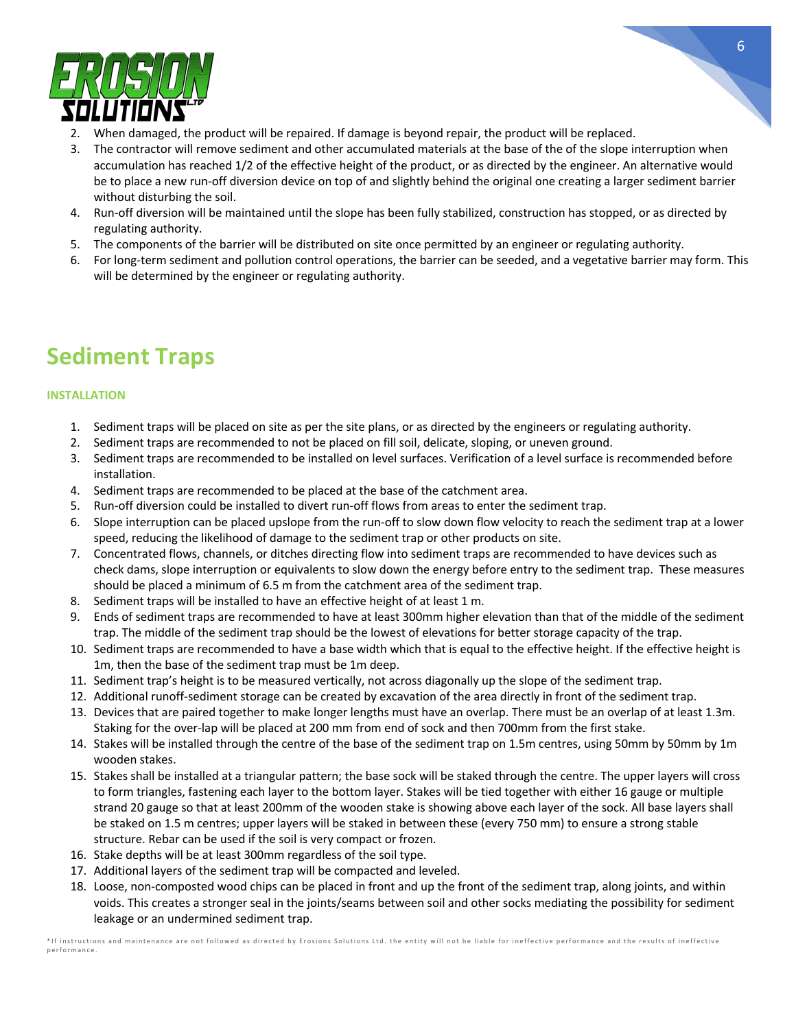2. When damaged, the product will be repaired. If damage is beyond repair, the product will be replaced.
3. The contractor will remove sediment and other accumulated materials at the base of the of the slope interruption when accumulation has reached 1/2 of the effective height of the product, or as directed by the engineer. An alternative would be to place a new run-off diversion device on top of and slightly behind the original one creating a larger sediment barrier without disturbing the soil.
4. Run-off diversion will be maintained until the slope has been fully stabilized, construction has stopped, or as directed by regulating authority.
5. The components of the barrier will be distributed on site once permitted by an engineer or regulating authority.
6. For long-term sediment and pollution control operations, the barrier can be seeded, and a vegetative barrier may form. This will be determined by the engineer or regulating authority.

## Sediment Traps

#### INSTALLATION

1. Sediment traps will be placed on site as per the site plans, or as directed by the engineers or regulating authority.
2. Sediment traps are recommended to not be placed on fill soil, delicate, sloping, or uneven ground.
3. Sediment traps are recommended to be installed on level surfaces. Verification of a level surface is recommended before installation.
4. Sediment traps are recommended to be placed at the base of the catchment area.
5. Run-off diversion could be installed to divert run-off flows from areas to enter the sediment trap.
6. Slope interruption can be placed upslope from the run-off to slow down flow velocity to reach the sediment trap at a lower speed, reducing the likelihood of damage to the sediment trap or other products on site.
7. Concentrated flows, channels, or ditches directing flow into sediment traps are recommended to have devices such as check dams, slope interruption or equivalents to slow down the energy before entry to the sediment trap. These measures should be placed a minimum of 6.5 m from the catchment area of the sediment trap.
8. Sediment traps will be installed to have an effective height of at least 1 m.
9. Ends of sediment traps are recommended to have at least 300mm higher elevation than that of the middle of the sediment trap. The middle of the sediment trap should be the lowest of elevations for better storage capacity of the trap.
10. Sediment traps are recommended to have a base width which that is equal to the effective height. If the effective height is 1m, then the base of the sediment trap must be 1m deep.
11. Sediment trap's height is to be measured vertically, not across diagonally up the slope of the sediment trap.
12. Additional runoff-sediment storage can be created by excavation of the area directly in front of the sediment trap.
13. Devices that are paired together to make longer lengths must have an overlap. There must be an overlap of at least 1.3m. Staking for the over-lap will be placed at 200 mm from end of sock and then 700mm from the first stake.
14. Stakes will be installed through the centre of the base of the sediment trap on 1.5m centres, using 50mm by 50mm by 1m wooden stakes.
15. Stakes shall be installed at a triangular pattern; the base sock will be staked through the centre. The upper layers will cross to form triangles, fastening each layer to the bottom layer. Stakes will be tied together with either 16 gauge or multiple strand 20 gauge so that at least 200mm of the wooden stake is showing above each layer of the sock. All base layers shall be staked on 1.5 m centres; upper layers will be staked in between these (every 750 mm) to ensure a strong stable structure. Rebar can be used if the soil is very compact or frozen.
16. Stake depths will be at least 300mm regardless of the soil type.
17. Additional layers of the sediment trap will be compacted and leveled.
18. Loose, non-composted wood chips can be placed in front and up the front of the sediment trap, along joints, and within voids. This creates a stronger seal in the joints/seams between soil and other socks mediating the possibility for sediment leakage or an undermined sediment trap.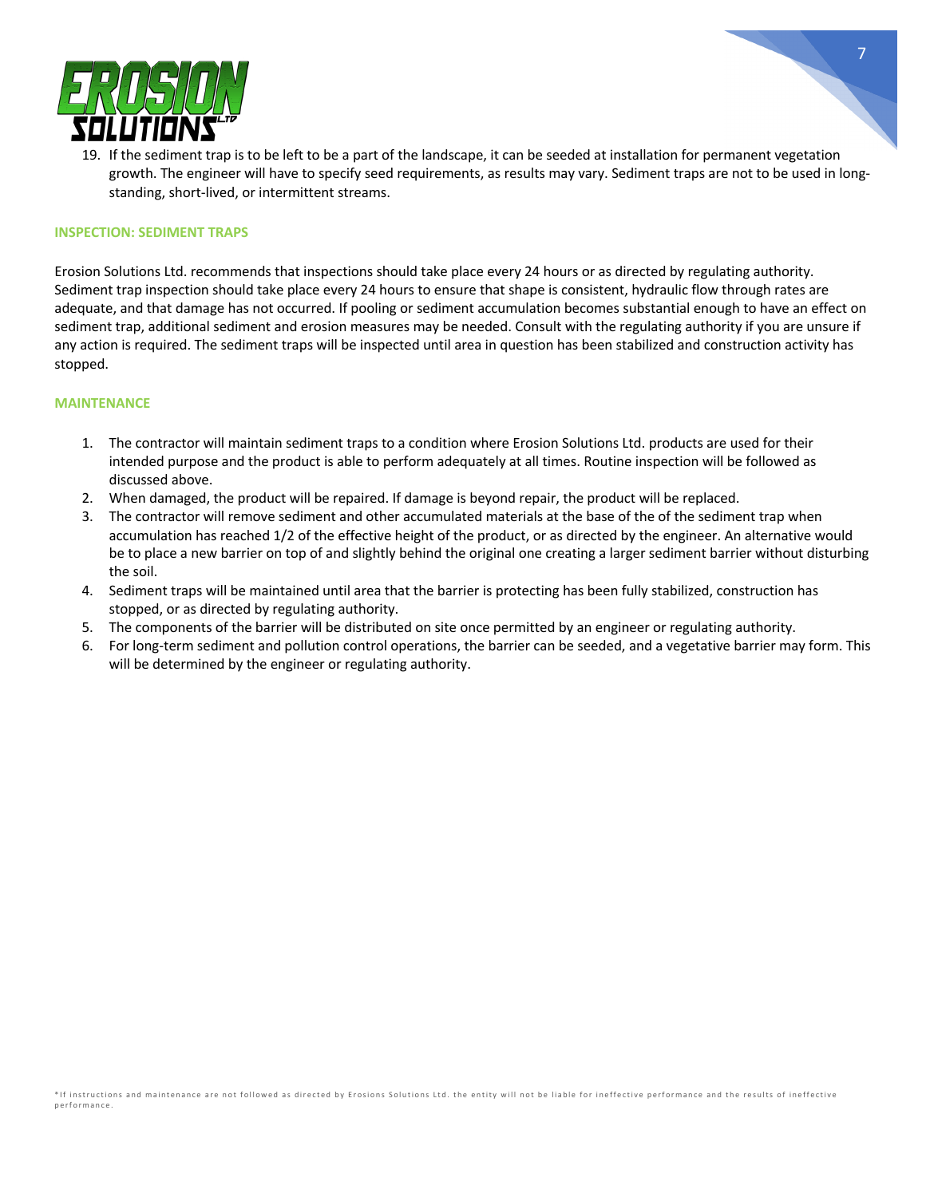19. If the sediment trap is to be left to be a part of the landscape, it can be seeded at installation for permanent vegetation growth. The engineer will have to specify seed requirements, as results may vary. Sediment traps are not to be used in long-standing, short-lived, or intermittent streams.

#### INSPECTION: SEDIMENT TRAPS

Erosion Solutions Ltd. recommends that inspections should take place every 24 hours or as directed by regulating authority. Sediment trap inspection should take place every 24 hours to ensure that shape is consistent, hydraulic flow through rates are adequate, and that damage has not occurred. If pooling or sediment accumulation becomes substantial enough to have an effect on sediment trap, additional sediment and erosion measures may be needed. Consult with the regulating authority if you are unsure if any action is required. The sediment traps will be inspected until area in question has been stabilized and construction activity has stopped.

#### MAINTENANCE

1. The contractor will maintain sediment traps to a condition where Erosion Solutions Ltd. products are used for their intended purpose and the product is able to perform adequately at all times. Routine inspection will be followed as discussed above.
2. When damaged, the product will be repaired. If damage is beyond repair, the product will be replaced.
3. The contractor will remove sediment and other accumulated materials at the base of the of the sediment trap when accumulation has reached 1/2 of the effective height of the product, or as directed by the engineer. An alternative would be to place a new barrier on top of and slightly behind the original one creating a larger sediment barrier without disturbing the soil.
4. Sediment traps will be maintained until area that the barrier is protecting has been fully stabilized, construction has stopped, or as directed by regulating authority.
5. The components of the barrier will be distributed on site once permitted by an engineer or regulating authority.
6. For long-term sediment and pollution control operations, the barrier can be seeded, and a vegetative barrier may form. This will be determined by the engineer or regulating authority.

*If instructions and maintenance are not followed as directed by Erosions Solutions Ltd. the entity will not be liable for ineffective performance and the results of ineffective performance.